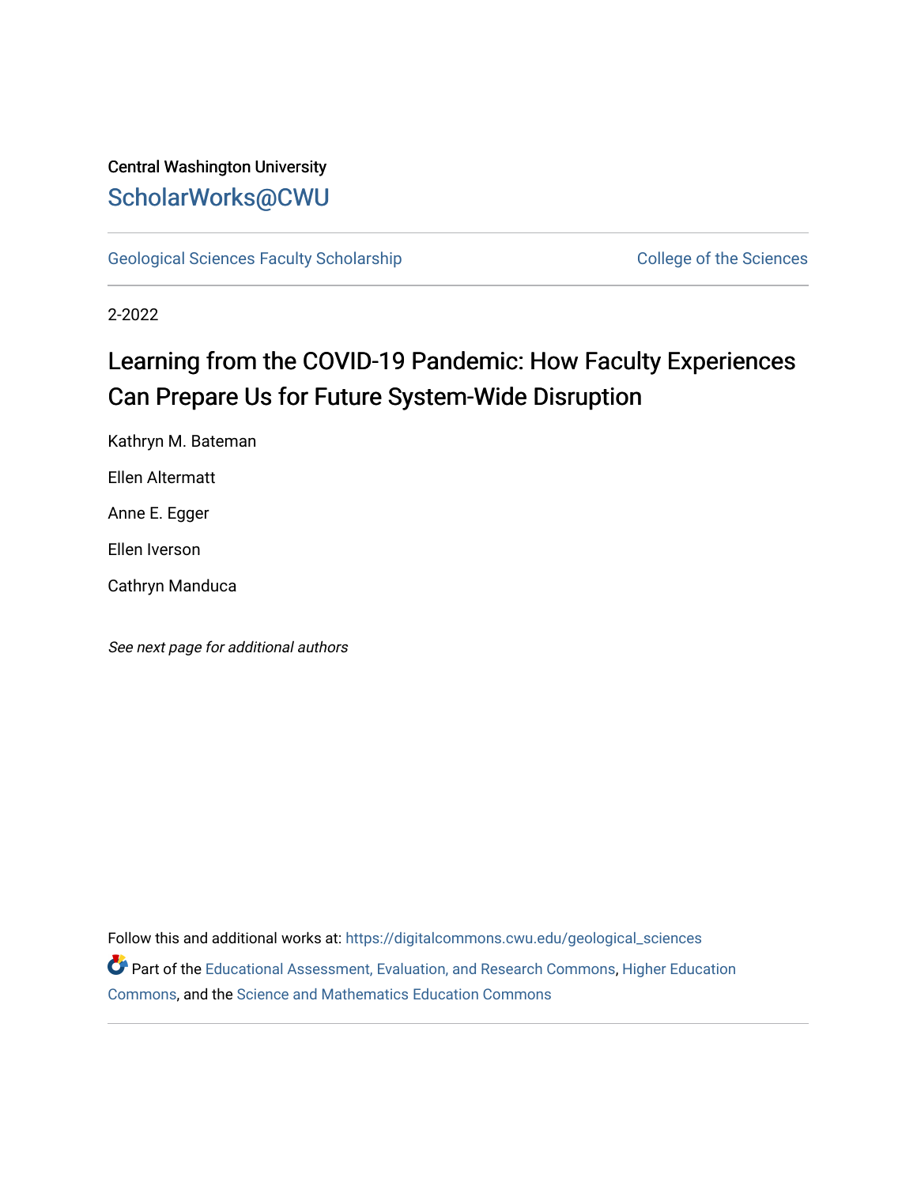Central Washington University

ScholarWorks@CWU

Geological Sciences Faculty Scholarship

College of the Sciences

2-2022

# Learning from the COVID-19 Pandemic: How Faculty Experiences Can Prepare Us for Future System-Wide Disruption

Kathryn M. Bateman

Ellen Altermatt

Anne E. Egger

Ellen Iverson

Cathryn Manduca

*See next page for additional authors*

Follow this and additional works at: https://digitalcommons.cwu.edu/geological_sciences

Part of the Educational Assessment, Evaluation, and Research Commons, Higher Education Commons, and the Science and Mathematics Education Commons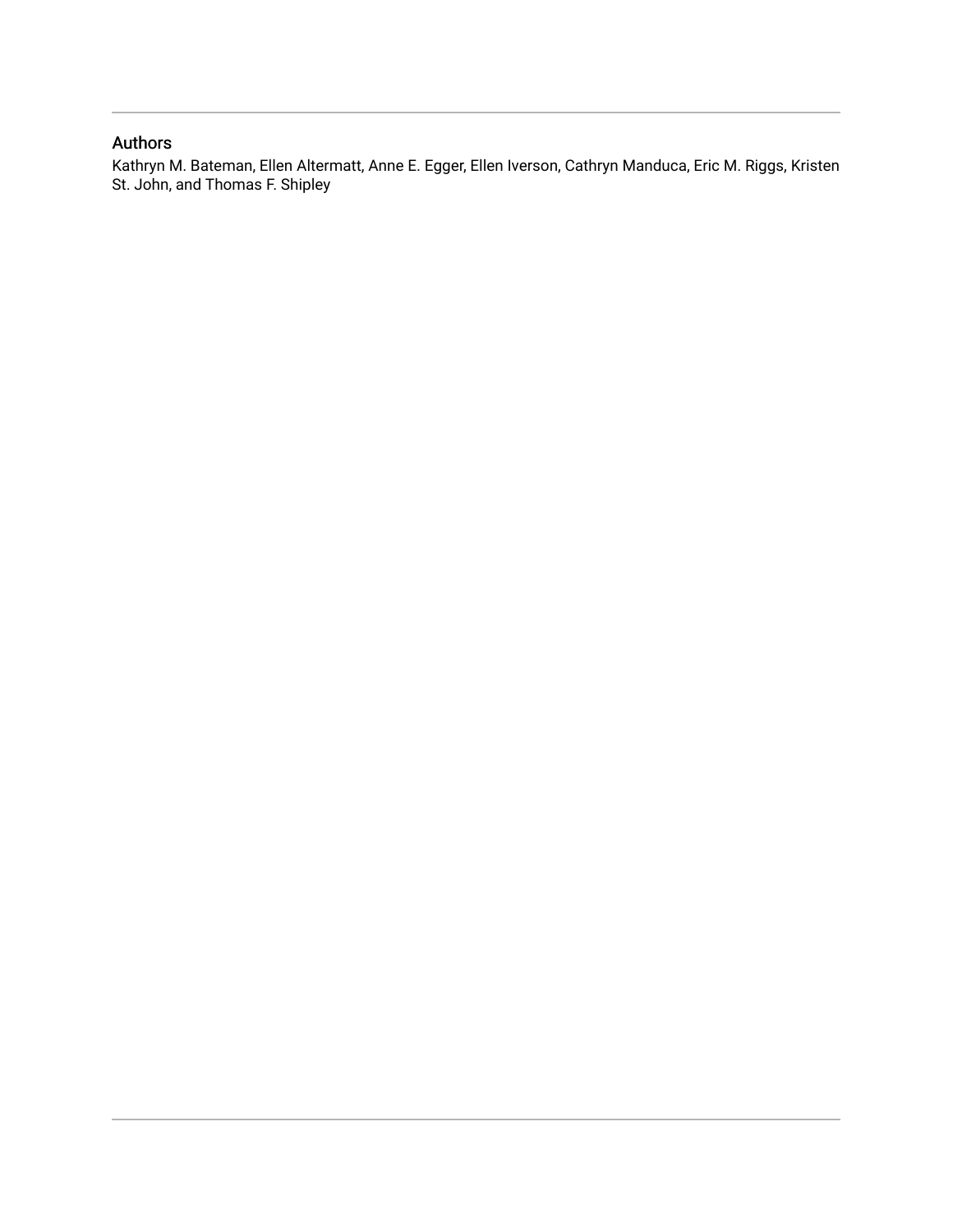## Authors

Kathryn M. Bateman, Ellen Altermatt, Anne E. Egger, Ellen Iverson, Cathryn Manduca, Eric M. Riggs, Kristen St. John, and Thomas F. Shipley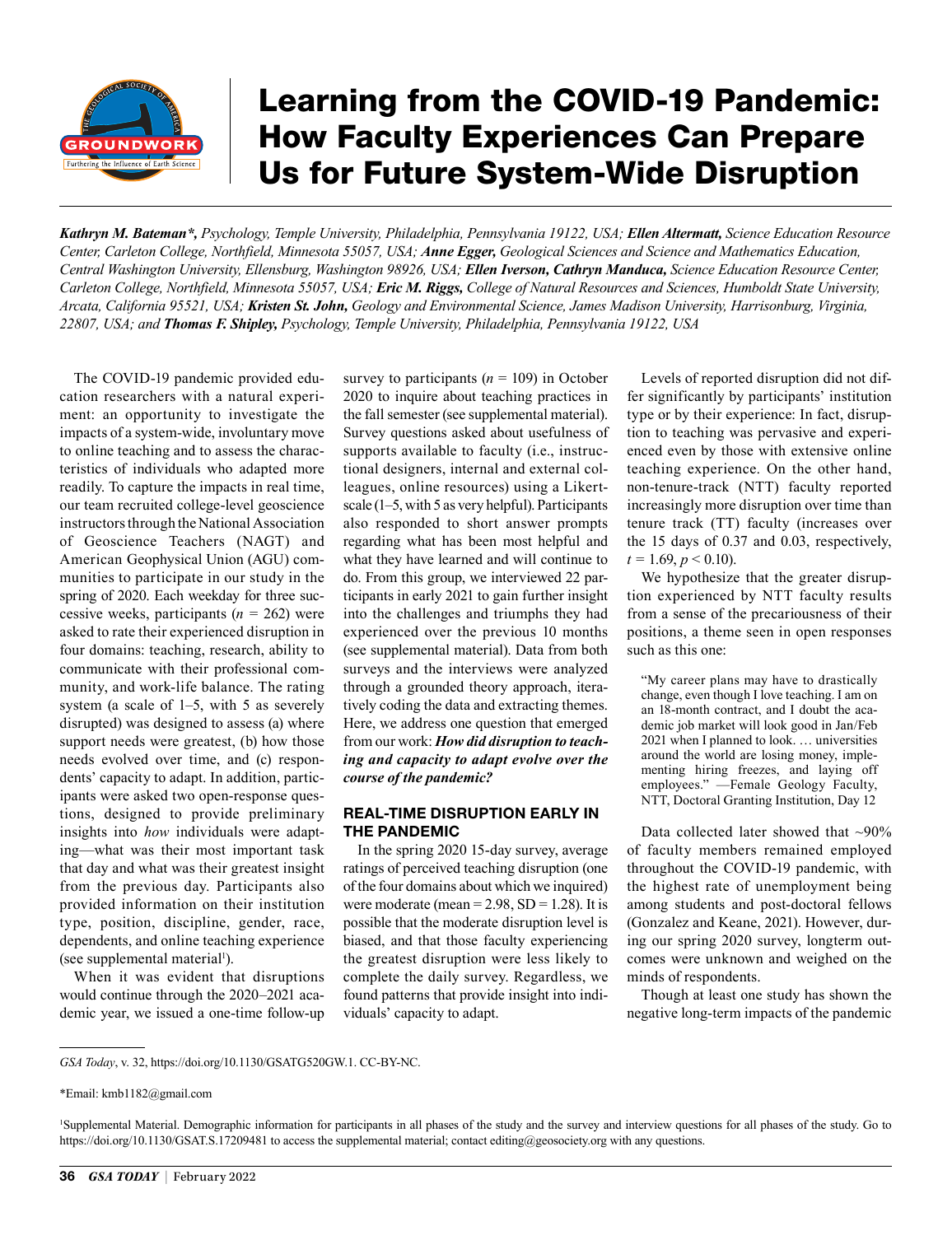# Learning from the COVID-19 Pandemic: How Faculty Experiences Can Prepare Us for Future System-Wide Disruption

***Kathryn M. Bateman\****, *Psychology, Temple University, Philadelphia, Pennsylvania 19122, USA;* ***Ellen Altermatt****, Science Education Resource Center, Carleton College, Northfield, Minnesota 55057, USA;* ***Anne Egger****, Geological Sciences and Science and Mathematics Education, Central Washington University, Ellensburg, Washington 98926, USA;* ***Ellen Iverson, Cathryn Manduca****, Science Education Resource Center, Carleton College, Northfield, Minnesota 55057, USA;* ***Eric M. Riggs****, College of Natural Resources and Sciences, Humboldt State University, Arcata, California 95521, USA;* ***Kristen St. John****, Geology and Environmental Science, James Madison University, Harrisonburg, Virginia, 22807, USA; and* ***Thomas F. Shipley****, Psychology, Temple University, Philadelphia, Pennsylvania 19122, USA*

The COVID-19 pandemic provided education researchers with a natural experiment: an opportunity to investigate the impacts of a system-wide, involuntary move to online teaching and to assess the characteristics of individuals who adapted more readily. To capture the impacts in real time, our team recruited college-level geoscience instructors through the National Association of Geoscience Teachers (NAGT) and American Geophysical Union (AGU) communities to participate in our study in the spring of 2020. Each weekday for three successive weeks, participants ($n$ = 262) were asked to rate their experienced disruption in four domains: teaching, research, ability to communicate with their professional community, and work-life balance. The rating system (a scale of 1–5, with 5 as severely disrupted) was designed to assess (a) where support needs were greatest, (b) how those needs evolved over time, and (c) respondents' capacity to adapt. In addition, participants were asked two open-response questions, designed to provide preliminary insights into *how* individuals were adapting—what was their most important task that day and what was their greatest insight from the previous day. Participants also provided information on their institution type, position, discipline, gender, race, dependents, and online teaching experience (see supplemental material[1]).

When it was evident that disruptions would continue through the 2020–2021 academic year, we issued a one-time follow-up survey to participants ($n$ = 109) in October 2020 to inquire about teaching practices in the fall semester (see supplemental material). Survey questions asked about usefulness of supports available to faculty (i.e., instructional designers, internal and external colleagues, online resources) using a Likert-scale (1–5, with 5 as very helpful). Participants also responded to short answer prompts regarding what has been most helpful and what they have learned and will continue to do. From this group, we interviewed 22 participants in early 2021 to gain further insight into the challenges and triumphs they had experienced over the previous 10 months (see supplemental material). Data from both surveys and the interviews were analyzed through a grounded theory approach, iteratively coding the data and extracting themes. Here, we address one question that emerged from our work: ***How did disruption to teaching and capacity to adapt evolve over the course of the pandemic?***

## REAL-TIME DISRUPTION EARLY IN THE PANDEMIC

In the spring 2020 15-day survey, average ratings of perceived teaching disruption (one of the four domains about which we inquired) were moderate (mean = 2.98, SD = 1.28). It is possible that the moderate disruption level is biased, and that those faculty experiencing the greatest disruption were less likely to complete the daily survey. Regardless, we found patterns that provide insight into individuals' capacity to adapt.

Levels of reported disruption did not differ significantly by participants' institution type or by their experience: In fact, disruption to teaching was pervasive and experienced even by those with extensive online teaching experience. On the other hand, non-tenure-track (NTT) faculty reported increasingly more disruption over time than tenure track (TT) faculty (increases over the 15 days of 0.37 and 0.03, respectively, $t = 1.69$, $p < 0.10$).

We hypothesize that the greater disruption experienced by NTT faculty results from a sense of the precariousness of their positions, a theme seen in open responses such as this one:

> "My career plans may have to drastically change, even though I love teaching. I am on an 18-month contract, and I doubt the academic job market will look good in Jan/Feb 2021 when I planned to look. … universities around the world are losing money, implementing hiring freezes, and laying off employees." —Female Geology Faculty, NTT, Doctoral Granting Institution, Day 12

Data collected later showed that ~90% of faculty members remained employed throughout the COVID-19 pandemic, with the highest rate of unemployment being among students and post-doctoral fellows (Gonzalez and Keane, 2021). However, during our spring 2020 survey, longterm outcomes were unknown and weighed on the minds of respondents.

Though at least one study has shown the negative long-term impacts of the pandemic

---

*GSA Today*, v. 32, https://doi.org/10.1130/GSATG520GW.1. CC-BY-NC.

\*Email: kmb1182@gmail.com

[1]Supplemental Material. Demographic information for participants in all phases of the study and the survey and interview questions for all phases of the study. Go to https://doi.org/10.1130/GSAT.S.17209481 to access the supplemental material; contact editing@geosociety.org with any questions.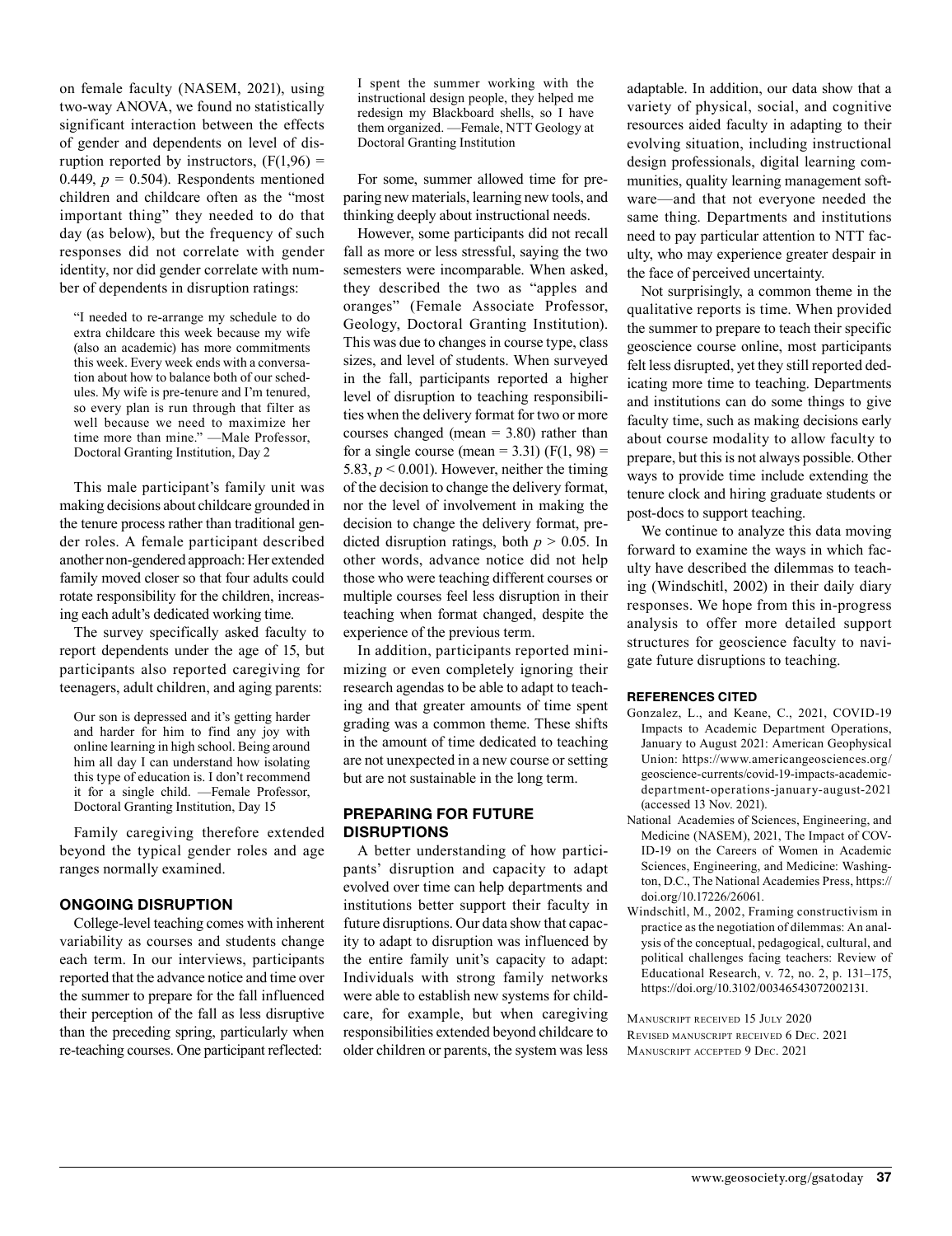on female faculty (NASEM, 2021), using two-way ANOVA, we found no statistically significant interaction between the effects of gender and dependents on level of disruption reported by instructors, ($F(1,96) = 0.449$, $p = 0.504$). Respondents mentioned children and childcare often as the "most important thing" they needed to do that day (as below), but the frequency of such responses did not correlate with gender identity, nor did gender correlate with number of dependents in disruption ratings:

> "I needed to re-arrange my schedule to do extra childcare this week because my wife (also an academic) has more commitments this week. Every week ends with a conversation about how to balance both of our schedules. My wife is pre-tenure and I'm tenured, so every plan is run through that filter as well because we need to maximize her time more than mine." —Male Professor, Doctoral Granting Institution, Day 2

This male participant's family unit was making decisions about childcare grounded in the tenure process rather than traditional gender roles. A female participant described another non-gendered approach: Her extended family moved closer so that four adults could rotate responsibility for the children, increasing each adult's dedicated working time.

The survey specifically asked faculty to report dependents under the age of 15, but participants also reported caregiving for teenagers, adult children, and aging parents:

> Our son is depressed and it's getting harder and harder for him to find any joy with online learning in high school. Being around him all day I can understand how isolating this type of education is. I don't recommend it for a single child. —Female Professor, Doctoral Granting Institution, Day 15

Family caregiving therefore extended beyond the typical gender roles and age ranges normally examined.

## ONGOING DISRUPTION

College-level teaching comes with inherent variability as courses and students change each term. In our interviews, participants reported that the advance notice and time over the summer to prepare for the fall influenced their perception of the fall as less disruptive than the preceding spring, particularly when re-teaching courses. One participant reflected:

> I spent the summer working with the instructional design people, they helped me redesign my Blackboard shells, so I have them organized. —Female, NTT Geology at Doctoral Granting Institution

For some, summer allowed time for preparing new materials, learning new tools, and thinking deeply about instructional needs.

However, some participants did not recall fall as more or less stressful, saying the two semesters were incomparable. When asked, they described the two as "apples and oranges" (Female Associate Professor, Geology, Doctoral Granting Institution). This was due to changes in course type, class sizes, and level of students. When surveyed in the fall, participants reported a higher level of disruption to teaching responsibilities when the delivery format for two or more courses changed (mean = 3.80) rather than for a single course (mean = 3.31) ($F(1, 98) = 5.83$, $p < 0.001$). However, neither the timing of the decision to change the delivery format, nor the level of involvement in making the decision to change the delivery format, predicted disruption ratings, both $p > 0.05$. In other words, advance notice did not help those who were teaching different courses or multiple courses feel less disruption in their teaching when format changed, despite the experience of the previous term.

In addition, participants reported minimizing or even completely ignoring their research agendas to be able to adapt to teaching and that greater amounts of time spent grading was a common theme. These shifts in the amount of time dedicated to teaching are not unexpected in a new course or setting but are not sustainable in the long term.

## PREPARING FOR FUTURE DISRUPTIONS

A better understanding of how participants' disruption and capacity to adapt evolved over time can help departments and institutions better support their faculty in future disruptions. Our data show that capacity to adapt to disruption was influenced by the entire family unit's capacity to adapt: Individuals with strong family networks were able to establish new systems for childcare, for example, but when caregiving responsibilities extended beyond childcare to older children or parents, the system was less adaptable. In addition, our data show that a variety of physical, social, and cognitive resources aided faculty in adapting to their evolving situation, including instructional design professionals, digital learning communities, quality learning management software—and that not everyone needed the same thing. Departments and institutions need to pay particular attention to NTT faculty, who may experience greater despair in the face of perceived uncertainty.

Not surprisingly, a common theme in the qualitative reports is time. When provided the summer to prepare to teach their specific geoscience course online, most participants felt less disrupted, yet they still reported dedicating more time to teaching. Departments and institutions can do some things to give faculty time, such as making decisions early about course modality to allow faculty to prepare, but this is not always possible. Other ways to provide time include extending the tenure clock and hiring graduate students or post-docs to support teaching.

We continue to analyze this data moving forward to examine the ways in which faculty have described the dilemmas to teaching (Windschitl, 2002) in their daily diary responses. We hope from this in-progress analysis to offer more detailed support structures for geoscience faculty to navigate future disruptions to teaching.

## REFERENCES CITED

Gonzalez, L., and Keane, C., 2021, COVID-19 Impacts to Academic Department Operations, January to August 2021: American Geophysical Union: https://www.americangeosciences.org/geoscience-currents/covid-19-impacts-academic-department-operations-january-august-2021 (accessed 13 Nov. 2021).

National Academies of Sciences, Engineering, and Medicine (NASEM), 2021, The Impact of COVID-19 on the Careers of Women in Academic Sciences, Engineering, and Medicine: Washington, D.C., The National Academies Press, https://doi.org/10.17226/26061.

Windschitl, M., 2002, Framing constructivism in practice as the negotiation of dilemmas: An analysis of the conceptual, pedagogical, cultural, and political challenges facing teachers: Review of Educational Research, v. 72, no. 2, p. 131–175, https://doi.org/10.3102/00346543072002131.

Manuscript received 15 July 2020
Revised manuscript received 6 Dec. 2021
Manuscript accepted 9 Dec. 2021